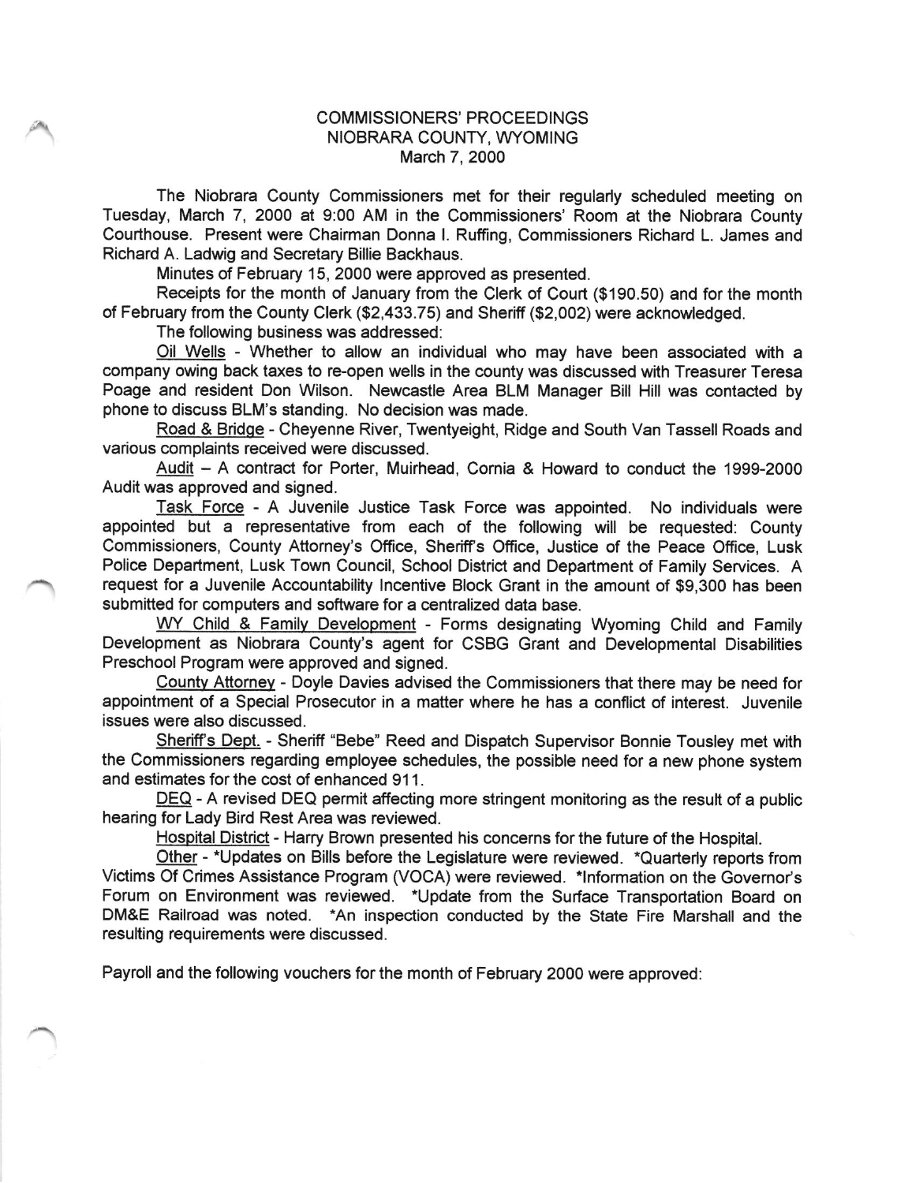# COMMISSIONERS' PROCEEDINGS
## NIOBRARA COUNTY, WYOMING
### March 7, 2000

The Niobrara County Commissioners met for their regularly scheduled meeting on Tuesday, March 7, 2000 at 9:00 AM in the Commissioners' Room at the Niobrara County Courthouse. Present were Chairman Donna I. Ruffing, Commissioners Richard L. James and Richard A. Ladwig and Secretary Billie Backhaus.

Minutes of February 15, 2000 were approved as presented.

Receipts for the month of January from the Clerk of Court ($190.50) and for the month of February from the County Clerk ($2,433.75) and Sheriff ($2,002) were acknowledged.

The following business was addressed:

Oil Wells - Whether to allow an individual who may have been associated with a company owing back taxes to re-open wells in the county was discussed with Treasurer Teresa Poage and resident Don Wilson. Newcastle Area BLM Manager Bill Hill was contacted by phone to discuss BLM's standing. No decision was made.

Road & Bridge - Cheyenne River, Twentyeight, Ridge and South Van Tassell Roads and various complaints received were discussed.

Audit – A contract for Porter, Muirhead, Cornia & Howard to conduct the 1999-2000 Audit was approved and signed.

Task Force - A Juvenile Justice Task Force was appointed. No individuals were appointed but a representative from each of the following will be requested: County Commissioners, County Attorney's Office, Sheriff's Office, Justice of the Peace Office, Lusk Police Department, Lusk Town Council, School District and Department of Family Services. A request for a Juvenile Accountability Incentive Block Grant in the amount of $9,300 has been submitted for computers and software for a centralized data base.

WY Child & Family Development - Forms designating Wyoming Child and Family Development as Niobrara County's agent for CSBG Grant and Developmental Disabilities Preschool Program were approved and signed.

County Attorney - Doyle Davies advised the Commissioners that there may be need for appointment of a Special Prosecutor in a matter where he has a conflict of interest. Juvenile issues were also discussed.

Sheriff's Dept. - Sheriff "Bebe" Reed and Dispatch Supervisor Bonnie Tousley met with the Commissioners regarding employee schedules, the possible need for a new phone system and estimates for the cost of enhanced 911.

DEQ - A revised DEQ permit affecting more stringent monitoring as the result of a public hearing for Lady Bird Rest Area was reviewed.

Hospital District - Harry Brown presented his concerns for the future of the Hospital.

Other - *Updates on Bills before the Legislature were reviewed. *Quarterly reports from Victims Of Crimes Assistance Program (VOCA) were reviewed. *Information on the Governor's Forum on Environment was reviewed. *Update from the Surface Transportation Board on DM&E Railroad was noted. *An inspection conducted by the State Fire Marshall and the resulting requirements were discussed.

Payroll and the following vouchers for the month of February 2000 were approved: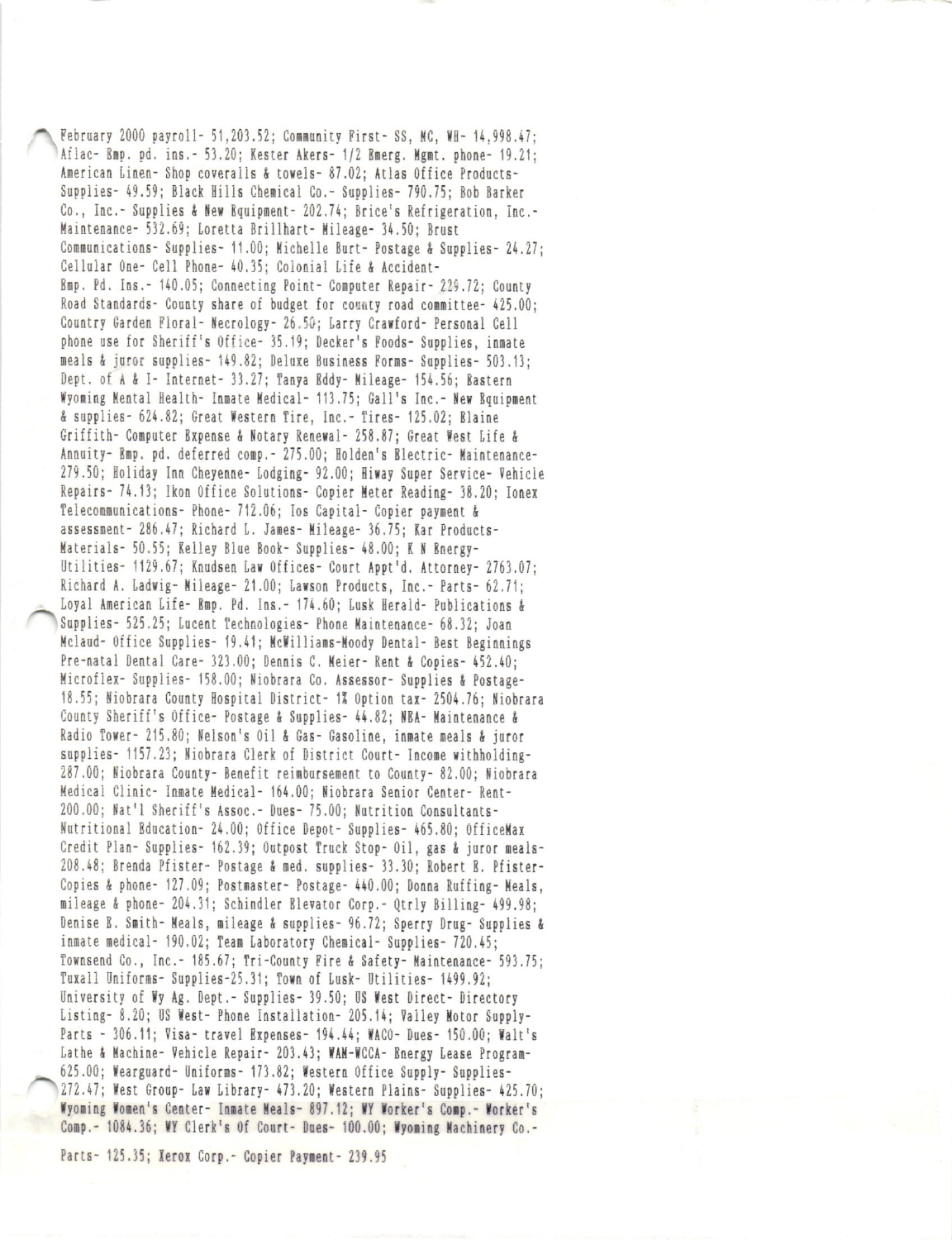February 2000 payroll- 51,203.52; Community First- SS, MC, WH- 14,998.47; Aflac- Emp. pd. ins.- 53.20; Kester Akers- 1/2 Emerg. Mgmt. phone- 19.21; American Linen- Shop coveralls & towels- 87.02; Atlas Office Products- Supplies- 49.59; Black Hills Chemical Co.- Supplies- 790.75; Bob Barker Co., Inc.- Supplies & New Equipment- 202.74; Brice's Refrigeration, Inc.- Maintenance- 532.69; Loretta Brillhart- Mileage- 34.50; Brust Communications- Supplies- 11.00; Michelle Burt- Postage & Supplies- 24.27; Cellular One- Cell Phone- 40.35; Colonial Life & Accident- Emp. Pd. Ins.- 140.05; Connecting Point- Computer Repair- 229.72; County Road Standards- County share of budget for county road committee- 425.00; Country Garden Floral- Necrology- 26.50; Larry Crawford- Personal Cell phone use for Sheriff's Office- 35.19; Decker's Foods- Supplies, inmate meals & juror supplies- 149.82; Deluxe Business Forms- Supplies- 503.13; Dept. of A & I- Internet- 33.27; Tanya Eddy- Mileage- 154.56; Eastern Wyoming Mental Health- Inmate Medical- 113.75; Gall's Inc.- New Equipment & supplies- 624.82; Great Western Tire, Inc.- Tires- 125.02; Elaine Griffith- Computer Expense & Notary Renewal- 258.87; Great West Life & Annuity- Emp. pd. deferred comp.- 275.00; Holden's Electric- Maintenance- 279.50; Holiday Inn Cheyenne- Lodging- 92.00; Hiway Super Service- Vehicle Repairs- 74.13; Ikon Office Solutions- Copier Meter Reading- 38.20; Ionex Telecommunications- Phone- 712.06; Ios Capital- Copier payment & assessment- 286.47; Richard L. James- Mileage- 36.75; Kar Products- Materials- 50.55; Kelley Blue Book- Supplies- 48.00; K N Energy- Utilities- 1129.67; Knudsen Law Offices- Court Appt'd. Attorney- 2763.07; Richard A. Ladwig- Mileage- 21.00; Lawson Products, Inc.- Parts- 62.71; Loyal American Life- Emp. Pd. Ins.- 174.60; Lusk Herald- Publications & Supplies- 525.25; Lucent Technologies- Phone Maintenance- 68.32; Joan Mcloud- Office Supplies- 19.41; McWilliams-Moody Dental- Best Beginnings Pre-natal Dental Care- 323.00; Dennis C. Meier- Rent & Copies- 452.40; Microflex- Supplies- 158.00; Niobrara Co. Assessor- Supplies & Postage- 18.55; Niobrara County Hospital District- 1% Option tax- 2504.76; Niobrara County Sheriff's Office- Postage & Supplies- 44.82; NBA- Maintenance & Radio Tower- 215.80; Nelson's Oil & Gas- Gasoline, inmate meals & juror supplies- 1157.23; Niobrara Clerk of District Court- Income withholding- 287.00; Niobrara County- Benefit reimbursement to County- 82.00; Niobrara Medical Clinic- Inmate Medical- 164.00; Niobrara Senior Center- Rent- 200.00; Nat'l Sheriff's Assoc.- Dues- 75.00; Nutrition Consultants- Nutritional Education- 24.00; Office Depot- Supplies- 465.80; OfficeMax Credit Plan- Supplies- 162.39; Outpost Truck Stop- Oil, gas & juror meals- 208.48; Brenda Pfister- Postage & med. supplies- 33.30; Robert E. Pfister- Copies & phone- 127.09; Postmaster- Postage- 440.00; Donna Ruffing- Meals, mileage & phone- 204.31; Schindler Elevator Corp.- Qtrly Billing- 499.98; Denise E. Smith- Meals, mileage & supplies- 96.72; Sperry Drug- Supplies & inmate medical- 190.02; Team Laboratory Chemical- Supplies- 720.45; Townsend Co., Inc.- 185.67; Tri-County Fire & Safety- Maintenance- 593.75; Tuxall Uniforms- Supplies-25.31; Town of Lusk- Utilities- 1499.92; University of Wy Ag. Dept.- Supplies- 39.50; US West Direct- Directory Listing- 8.20; US West- Phone Installation- 205.14; Valley Motor Supply- Parts - 306.11; Visa- travel Expenses- 194.44; WACO- Dues- 150.00; Walt's Lathe & Machine- Vehicle Repair- 203.43; WAM-WCCA- Energy Lease Program- 625.00; Wearguard- Uniforms- 173.82; Western Office Supply- Supplies- 272.47; West Group- Law Library- 473.20; Western Plains- Supplies- 425.70; Wyoming Women's Center- Inmate Meals- 897.12; WY Worker's Comp.- Worker's Comp.- 1084.36; WY Clerk's Of Court- Dues- 100.00; Wyoming Machinery Co.- Parts- 125.35; Xerox Corp.- Copier Payment- 239.95